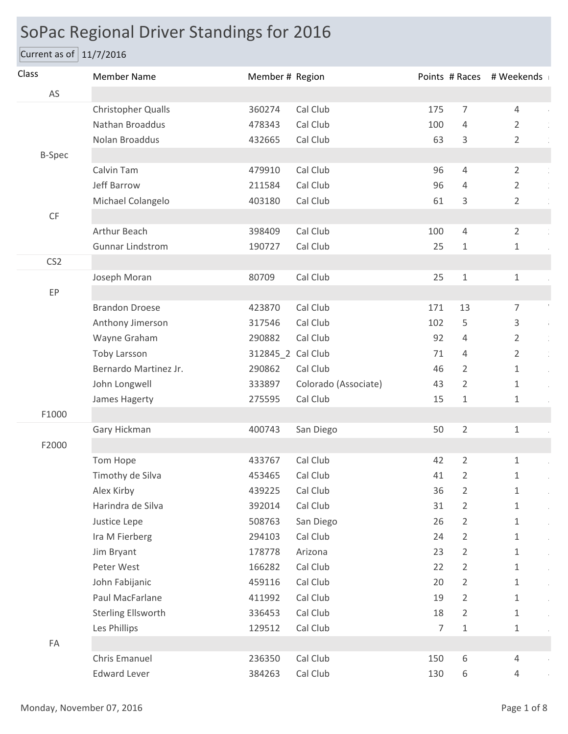# SoPac Regional Driver Standings for 2016

Current as of 11/7/2016

| Class | Member Name | Member # | Region | Points | # Races | # Weekends |
|---|---|---|---|---|---|---|
| AS | | | | | | |
| | Christopher Qualls | 360274 | Cal Club | 175 | 7 | 4 |
| | Nathan Broaddus | 478343 | Cal Club | 100 | 4 | 2 |
| | Nolan Broaddus | 432665 | Cal Club | 63 | 3 | 2 |
| B-Spec | | | | | | |
| | Calvin Tam | 479910 | Cal Club | 96 | 4 | 2 |
| | Jeff Barrow | 211584 | Cal Club | 96 | 4 | 2 |
| | Michael Colangelo | 403180 | Cal Club | 61 | 3 | 2 |
| CF | | | | | | |
| | Arthur Beach | 398409 | Cal Club | 100 | 4 | 2 |
| | Gunnar Lindstrom | 190727 | Cal Club | 25 | 1 | 1 |
| CS2 | | | | | | |
| | Joseph Moran | 80709 | Cal Club | 25 | 1 | 1 |
| EP | | | | | | |
| | Brandon Droese | 423870 | Cal Club | 171 | 13 | 7 |
| | Anthony Jimerson | 317546 | Cal Club | 102 | 5 | 3 |
| | Wayne Graham | 290882 | Cal Club | 92 | 4 | 2 |
| | Toby Larsson | 312845_2 | Cal Club | 71 | 4 | 2 |
| | Bernardo Martinez Jr. | 290862 | Cal Club | 46 | 2 | 1 |
| | John Longwell | 333897 | Colorado (Associate) | 43 | 2 | 1 |
| | James Hagerty | 275595 | Cal Club | 15 | 1 | 1 |
| F1000 | | | | | | |
| | Gary Hickman | 400743 | San Diego | 50 | 2 | 1 |
| F2000 | | | | | | |
| | Tom Hope | 433767 | Cal Club | 42 | 2 | 1 |
| | Timothy de Silva | 453465 | Cal Club | 41 | 2 | 1 |
| | Alex Kirby | 439225 | Cal Club | 36 | 2 | 1 |
| | Harindra de Silva | 392014 | Cal Club | 31 | 2 | 1 |
| | Justice Lepe | 508763 | San Diego | 26 | 2 | 1 |
| | Ira M Fierberg | 294103 | Cal Club | 24 | 2 | 1 |
| | Jim Bryant | 178778 | Arizona | 23 | 2 | 1 |
| | Peter West | 166282 | Cal Club | 22 | 2 | 1 |
| | John Fabijanic | 459116 | Cal Club | 20 | 2 | 1 |
| | Paul MacFarlane | 411992 | Cal Club | 19 | 2 | 1 |
| | Sterling Ellsworth | 336453 | Cal Club | 18 | 2 | 1 |
| | Les Phillips | 129512 | Cal Club | 7 | 1 | 1 |
| FA | | | | | | |
| | Chris Emanuel | 236350 | Cal Club | 150 | 6 | 4 |
| | Edward Lever | 384263 | Cal Club | 130 | 6 | 4 |

Monday, November 07, 2016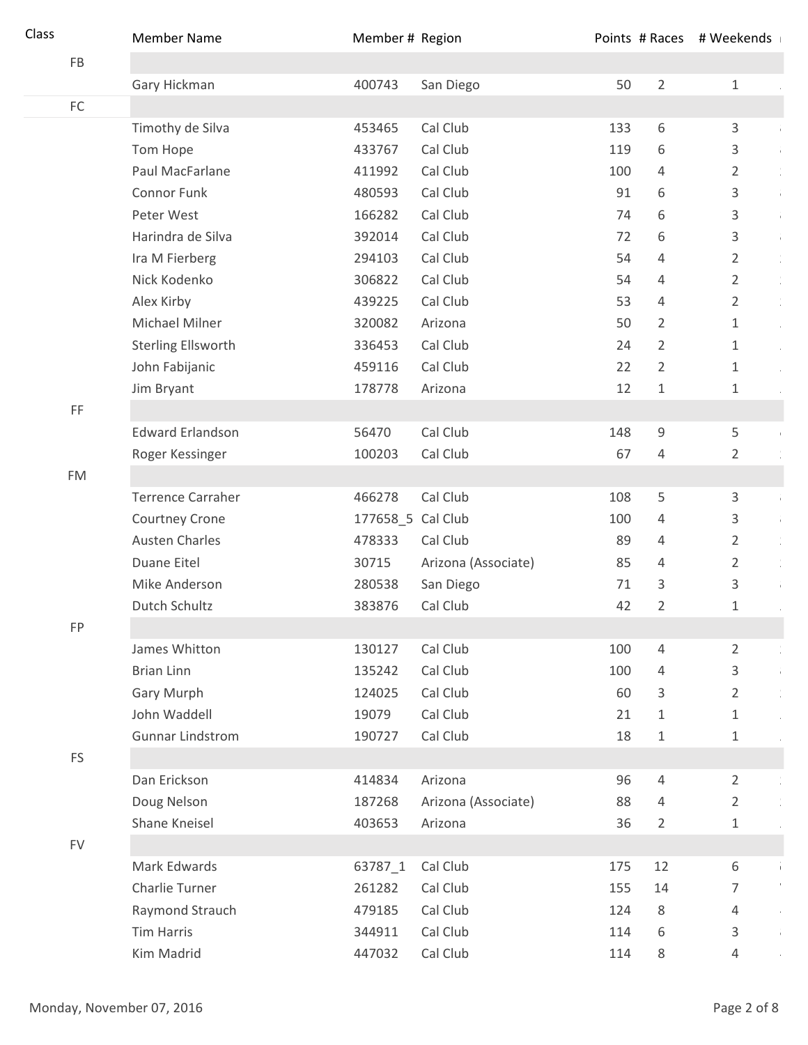| Class | Member Name | Member # | Region | Points | # Races | # Weekends |
|---|---|---|---|---|---|---|
| FB | | | | | | |
| | Gary Hickman | 400743 | San Diego | 50 | 2 | 1 |
| FC | | | | | | |
| | Timothy de Silva | 453465 | Cal Club | 133 | 6 | 3 |
| | Tom Hope | 433767 | Cal Club | 119 | 6 | 3 |
| | Paul MacFarlane | 411992 | Cal Club | 100 | 4 | 2 |
| | Connor Funk | 480593 | Cal Club | 91 | 6 | 3 |
| | Peter West | 166282 | Cal Club | 74 | 6 | 3 |
| | Harindra de Silva | 392014 | Cal Club | 72 | 6 | 3 |
| | Ira M Fierberg | 294103 | Cal Club | 54 | 4 | 2 |
| | Nick Kodenko | 306822 | Cal Club | 54 | 4 | 2 |
| | Alex Kirby | 439225 | Cal Club | 53 | 4 | 2 |
| | Michael Milner | 320082 | Arizona | 50 | 2 | 1 |
| | Sterling Ellsworth | 336453 | Cal Club | 24 | 2 | 1 |
| | John Fabijanic | 459116 | Cal Club | 22 | 2 | 1 |
| | Jim Bryant | 178778 | Arizona | 12 | 1 | 1 |
| FF | | | | | | |
| | Edward Erlandson | 56470 | Cal Club | 148 | 9 | 5 |
| | Roger Kessinger | 100203 | Cal Club | 67 | 4 | 2 |
| FM | | | | | | |
| | Terrence Carraher | 466278 | Cal Club | 108 | 5 | 3 |
| | Courtney Crone | 177658_5 | Cal Club | 100 | 4 | 3 |
| | Austen Charles | 478333 | Cal Club | 89 | 4 | 2 |
| | Duane Eitel | 30715 | Arizona (Associate) | 85 | 4 | 2 |
| | Mike Anderson | 280538 | San Diego | 71 | 3 | 3 |
| | Dutch Schultz | 383876 | Cal Club | 42 | 2 | 1 |
| FP | | | | | | |
| | James Whitton | 130127 | Cal Club | 100 | 4 | 2 |
| | Brian Linn | 135242 | Cal Club | 100 | 4 | 3 |
| | Gary Murph | 124025 | Cal Club | 60 | 3 | 2 |
| | John Waddell | 19079 | Cal Club | 21 | 1 | 1 |
| | Gunnar Lindstrom | 190727 | Cal Club | 18 | 1 | 1 |
| FS | | | | | | |
| | Dan Erickson | 414834 | Arizona | 96 | 4 | 2 |
| | Doug Nelson | 187268 | Arizona (Associate) | 88 | 4 | 2 |
| | Shane Kneisel | 403653 | Arizona | 36 | 2 | 1 |
| FV | | | | | | |
| | Mark Edwards | 63787_1 | Cal Club | 175 | 12 | 6 |
| | Charlie Turner | 261282 | Cal Club | 155 | 14 | 7 |
| | Raymond Strauch | 479185 | Cal Club | 124 | 8 | 4 |
| | Tim Harris | 344911 | Cal Club | 114 | 6 | 3 |
| | Kim Madrid | 447032 | Cal Club | 114 | 8 | 4 |

Monday, November 07, 2016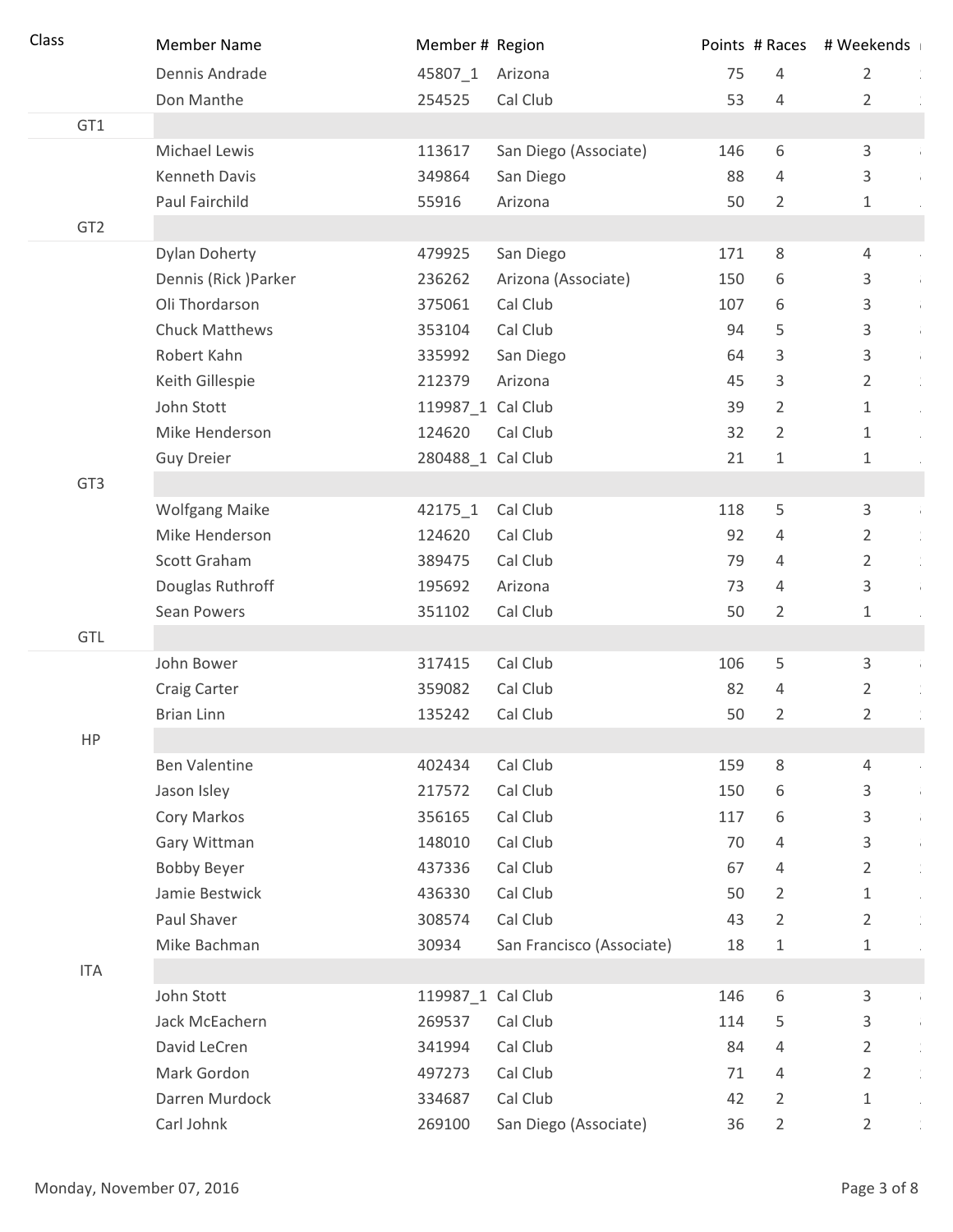| Class | Member Name | Member # | Region | Points | # Races | # Weekends |
|---|---|---|---|---|---|---|
| | Dennis Andrade | 45807_1 | Arizona | 75 | 4 | 2 |
| | Don Manthe | 254525 | Cal Club | 53 | 4 | 2 |
| GT1 | | | | | | |
| | Michael Lewis | 113617 | San Diego (Associate) | 146 | 6 | 3 |
| | Kenneth Davis | 349864 | San Diego | 88 | 4 | 3 |
| | Paul Fairchild | 55916 | Arizona | 50 | 2 | 1 |
| GT2 | | | | | | |
| | Dylan Doherty | 479925 | San Diego | 171 | 8 | 4 |
| | Dennis (Rick )Parker | 236262 | Arizona (Associate) | 150 | 6 | 3 |
| | Oli Thordarson | 375061 | Cal Club | 107 | 6 | 3 |
| | Chuck Matthews | 353104 | Cal Club | 94 | 5 | 3 |
| | Robert Kahn | 335992 | San Diego | 64 | 3 | 3 |
| | Keith Gillespie | 212379 | Arizona | 45 | 3 | 2 |
| | John Stott | 119987_1 | Cal Club | 39 | 2 | 1 |
| | Mike Henderson | 124620 | Cal Club | 32 | 2 | 1 |
| | Guy Dreier | 280488_1 | Cal Club | 21 | 1 | 1 |
| GT3 | | | | | | |
| | Wolfgang Maike | 42175_1 | Cal Club | 118 | 5 | 3 |
| | Mike Henderson | 124620 | Cal Club | 92 | 4 | 2 |
| | Scott Graham | 389475 | Cal Club | 79 | 4 | 2 |
| | Douglas Ruthroff | 195692 | Arizona | 73 | 4 | 3 |
| | Sean Powers | 351102 | Cal Club | 50 | 2 | 1 |
| GTL | | | | | | |
| | John Bower | 317415 | Cal Club | 106 | 5 | 3 |
| | Craig Carter | 359082 | Cal Club | 82 | 4 | 2 |
| | Brian Linn | 135242 | Cal Club | 50 | 2 | 2 |
| HP | | | | | | |
| | Ben Valentine | 402434 | Cal Club | 159 | 8 | 4 |
| | Jason Isley | 217572 | Cal Club | 150 | 6 | 3 |
| | Cory Markos | 356165 | Cal Club | 117 | 6 | 3 |
| | Gary Wittman | 148010 | Cal Club | 70 | 4 | 3 |
| | Bobby Beyer | 437336 | Cal Club | 67 | 4 | 2 |
| | Jamie Bestwick | 436330 | Cal Club | 50 | 2 | 1 |
| | Paul Shaver | 308574 | Cal Club | 43 | 2 | 2 |
| | Mike Bachman | 30934 | San Francisco (Associate) | 18 | 1 | 1 |
| ITA | | | | | | |
| | John Stott | 119987_1 | Cal Club | 146 | 6 | 3 |
| | Jack McEachern | 269537 | Cal Club | 114 | 5 | 3 |
| | David LeCren | 341994 | Cal Club | 84 | 4 | 2 |
| | Mark Gordon | 497273 | Cal Club | 71 | 4 | 2 |
| | Darren Murdock | 334687 | Cal Club | 42 | 2 | 1 |
| | Carl Johnk | 269100 | San Diego (Associate) | 36 | 2 | 2 |

Monday, November 07, 2016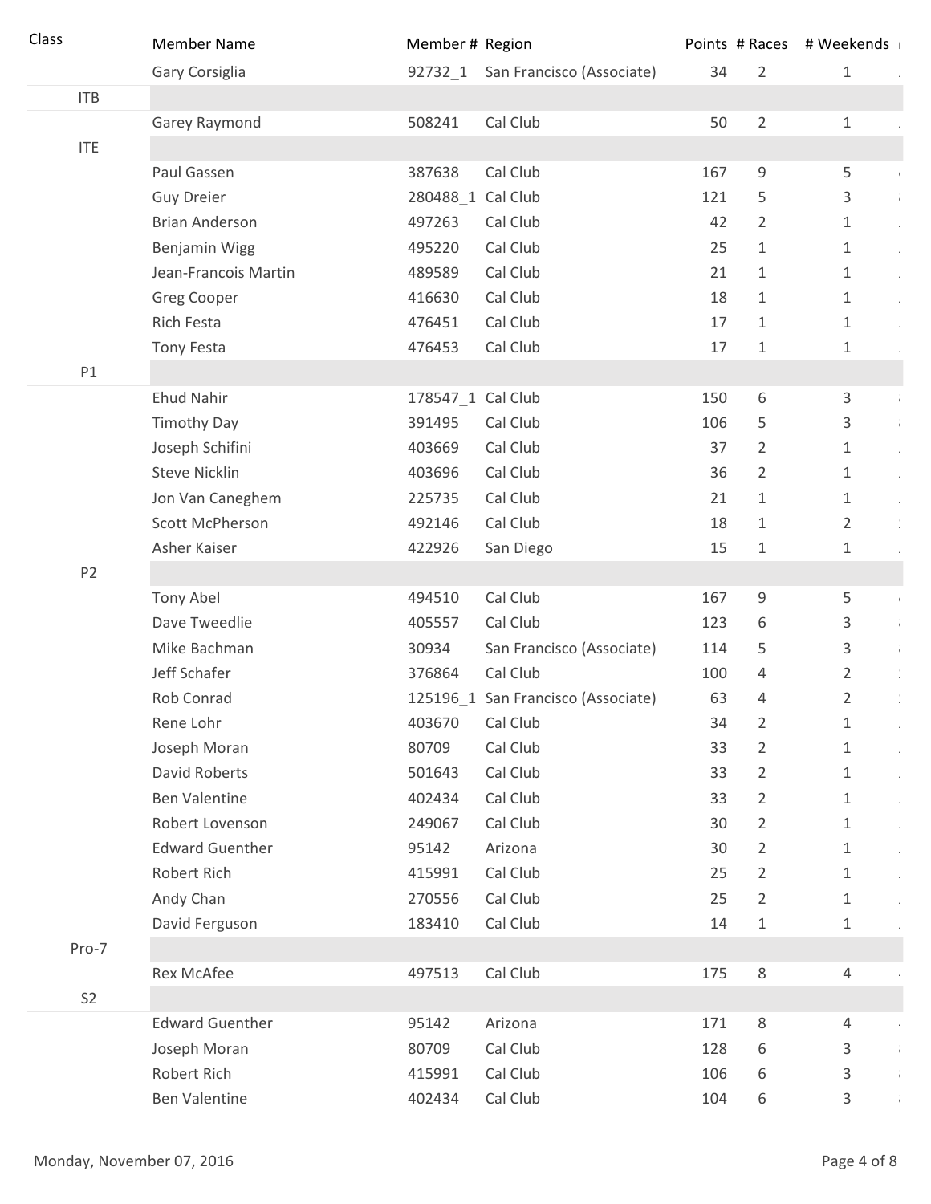| Class | Member Name | Member # | Region | Points | # Races | # Weekends |
|---|---|---|---|---|---|---|
| | Gary Corsiglia | 92732_1 | San Francisco (Associate) | 34 | 2 | 1 |
| ITB | | | | | | |
| | Garey Raymond | 508241 | Cal Club | 50 | 2 | 1 |
| ITE | | | | | | |
| | Paul Gassen | 387638 | Cal Club | 167 | 9 | 5 |
| | Guy Dreier | 280488_1 | Cal Club | 121 | 5 | 3 |
| | Brian Anderson | 497263 | Cal Club | 42 | 2 | 1 |
| | Benjamin Wigg | 495220 | Cal Club | 25 | 1 | 1 |
| | Jean-Francois Martin | 489589 | Cal Club | 21 | 1 | 1 |
| | Greg Cooper | 416630 | Cal Club | 18 | 1 | 1 |
| | Rich Festa | 476451 | Cal Club | 17 | 1 | 1 |
| | Tony Festa | 476453 | Cal Club | 17 | 1 | 1 |
| P1 | | | | | | |
| | Ehud Nahir | 178547_1 | Cal Club | 150 | 6 | 3 |
| | Timothy Day | 391495 | Cal Club | 106 | 5 | 3 |
| | Joseph Schifini | 403669 | Cal Club | 37 | 2 | 1 |
| | Steve Nicklin | 403696 | Cal Club | 36 | 2 | 1 |
| | Jon Van Caneghem | 225735 | Cal Club | 21 | 1 | 1 |
| | Scott McPherson | 492146 | Cal Club | 18 | 1 | 2 |
| | Asher Kaiser | 422926 | San Diego | 15 | 1 | 1 |
| P2 | | | | | | |
| | Tony Abel | 494510 | Cal Club | 167 | 9 | 5 |
| | Dave Tweedlie | 405557 | Cal Club | 123 | 6 | 3 |
| | Mike Bachman | 30934 | San Francisco (Associate) | 114 | 5 | 3 |
| | Jeff Schafer | 376864 | Cal Club | 100 | 4 | 2 |
| | Rob Conrad | 125196_1 | San Francisco (Associate) | 63 | 4 | 2 |
| | Rene Lohr | 403670 | Cal Club | 34 | 2 | 1 |
| | Joseph Moran | 80709 | Cal Club | 33 | 2 | 1 |
| | David Roberts | 501643 | Cal Club | 33 | 2 | 1 |
| | Ben Valentine | 402434 | Cal Club | 33 | 2 | 1 |
| | Robert Lovenson | 249067 | Cal Club | 30 | 2 | 1 |
| | Edward Guenther | 95142 | Arizona | 30 | 2 | 1 |
| | Robert Rich | 415991 | Cal Club | 25 | 2 | 1 |
| | Andy Chan | 270556 | Cal Club | 25 | 2 | 1 |
| | David Ferguson | 183410 | Cal Club | 14 | 1 | 1 |
| Pro-7 | | | | | | |
| | Rex McAfee | 497513 | Cal Club | 175 | 8 | 4 |
| S2 | | | | | | |
| | Edward Guenther | 95142 | Arizona | 171 | 8 | 4 |
| | Joseph Moran | 80709 | Cal Club | 128 | 6 | 3 |
| | Robert Rich | 415991 | Cal Club | 106 | 6 | 3 |
| | Ben Valentine | 402434 | Cal Club | 104 | 6 | 3 |

Monday, November 07, 2016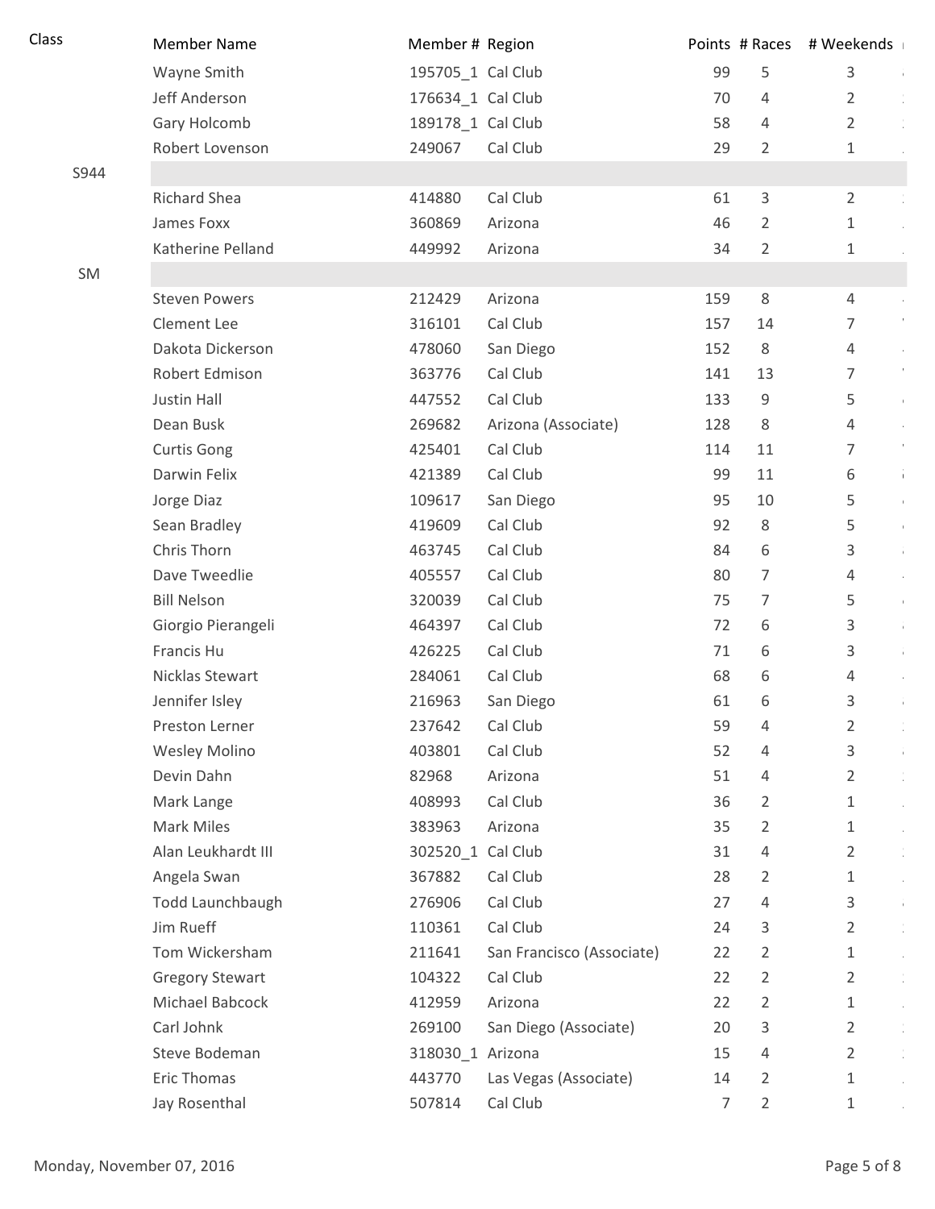| Class | Member Name | Member # | Region | Points | # Races | # Weekends |
|---|---|---|---|---|---|---|
| | Wayne Smith | 195705_1 | Cal Club | 99 | 5 | 3 |
| | Jeff Anderson | 176634_1 | Cal Club | 70 | 4 | 2 |
| | Gary Holcomb | 189178_1 | Cal Club | 58 | 4 | 2 |
| | Robert Lovenson | 249067 | Cal Club | 29 | 2 | 1 |
| S944 | | | | | | |
| | Richard Shea | 414880 | Cal Club | 61 | 3 | 2 |
| | James Foxx | 360869 | Arizona | 46 | 2 | 1 |
| | Katherine Pelland | 449992 | Arizona | 34 | 2 | 1 |
| SM | | | | | | |
| | Steven Powers | 212429 | Arizona | 159 | 8 | 4 |
| | Clement Lee | 316101 | Cal Club | 157 | 14 | 7 |
| | Dakota Dickerson | 478060 | San Diego | 152 | 8 | 4 |
| | Robert Edmison | 363776 | Cal Club | 141 | 13 | 7 |
| | Justin Hall | 447552 | Cal Club | 133 | 9 | 5 |
| | Dean Busk | 269682 | Arizona (Associate) | 128 | 8 | 4 |
| | Curtis Gong | 425401 | Cal Club | 114 | 11 | 7 |
| | Darwin Felix | 421389 | Cal Club | 99 | 11 | 6 |
| | Jorge Diaz | 109617 | San Diego | 95 | 10 | 5 |
| | Sean Bradley | 419609 | Cal Club | 92 | 8 | 5 |
| | Chris Thorn | 463745 | Cal Club | 84 | 6 | 3 |
| | Dave Tweedlie | 405557 | Cal Club | 80 | 7 | 4 |
| | Bill Nelson | 320039 | Cal Club | 75 | 7 | 5 |
| | Giorgio Pierangeli | 464397 | Cal Club | 72 | 6 | 3 |
| | Francis Hu | 426225 | Cal Club | 71 | 6 | 3 |
| | Nicklas Stewart | 284061 | Cal Club | 68 | 6 | 4 |
| | Jennifer Isley | 216963 | San Diego | 61 | 6 | 3 |
| | Preston Lerner | 237642 | Cal Club | 59 | 4 | 2 |
| | Wesley Molino | 403801 | Cal Club | 52 | 4 | 3 |
| | Devin Dahn | 82968 | Arizona | 51 | 4 | 2 |
| | Mark Lange | 408993 | Cal Club | 36 | 2 | 1 |
| | Mark Miles | 383963 | Arizona | 35 | 2 | 1 |
| | Alan Leukhardt III | 302520_1 | Cal Club | 31 | 4 | 2 |
| | Angela Swan | 367882 | Cal Club | 28 | 2 | 1 |
| | Todd Launchbaugh | 276906 | Cal Club | 27 | 4 | 3 |
| | Jim Rueff | 110361 | Cal Club | 24 | 3 | 2 |
| | Tom Wickersham | 211641 | San Francisco (Associate) | 22 | 2 | 1 |
| | Gregory Stewart | 104322 | Cal Club | 22 | 2 | 2 |
| | Michael Babcock | 412959 | Arizona | 22 | 2 | 1 |
| | Carl Johnk | 269100 | San Diego (Associate) | 20 | 3 | 2 |
| | Steve Bodeman | 318030_1 | Arizona | 15 | 4 | 2 |
| | Eric Thomas | 443770 | Las Vegas (Associate) | 14 | 2 | 1 |
| | Jay Rosenthal | 507814 | Cal Club | 7 | 2 | 1 |

Monday, November 07, 2016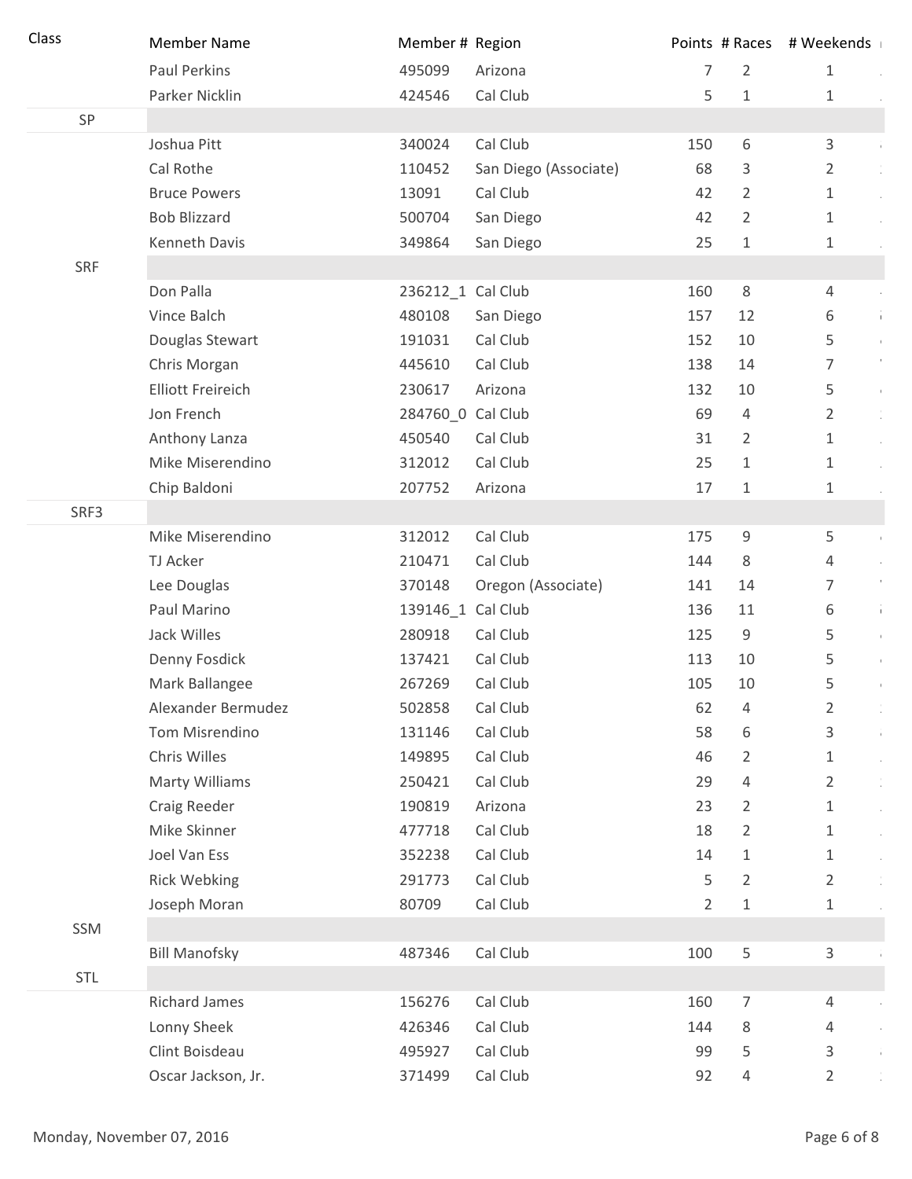| Class | Member Name | Member # | Region | Points | # Races | # Weekends |
|---|---|---|---|---|---|---|
| | Paul Perkins | 495099 | Arizona | 7 | 2 | 1 |
| | Parker Nicklin | 424546 | Cal Club | 5 | 1 | 1 |
| SP | | | | | | |
| | Joshua Pitt | 340024 | Cal Club | 150 | 6 | 3 |
| | Cal Rothe | 110452 | San Diego (Associate) | 68 | 3 | 2 |
| | Bruce Powers | 13091 | Cal Club | 42 | 2 | 1 |
| | Bob Blizzard | 500704 | San Diego | 42 | 2 | 1 |
| | Kenneth Davis | 349864 | San Diego | 25 | 1 | 1 |
| SRF | | | | | | |
| | Don Palla | 236212_1 | Cal Club | 160 | 8 | 4 |
| | Vince Balch | 480108 | San Diego | 157 | 12 | 6 |
| | Douglas Stewart | 191031 | Cal Club | 152 | 10 | 5 |
| | Chris Morgan | 445610 | Cal Club | 138 | 14 | 7 |
| | Elliott Freireich | 230617 | Arizona | 132 | 10 | 5 |
| | Jon French | 284760_0 | Cal Club | 69 | 4 | 2 |
| | Anthony Lanza | 450540 | Cal Club | 31 | 2 | 1 |
| | Mike Miserendino | 312012 | Cal Club | 25 | 1 | 1 |
| | Chip Baldoni | 207752 | Arizona | 17 | 1 | 1 |
| SRF3 | | | | | | |
| | Mike Miserendino | 312012 | Cal Club | 175 | 9 | 5 |
| | TJ Acker | 210471 | Cal Club | 144 | 8 | 4 |
| | Lee Douglas | 370148 | Oregon (Associate) | 141 | 14 | 7 |
| | Paul Marino | 139146_1 | Cal Club | 136 | 11 | 6 |
| | Jack Willes | 280918 | Cal Club | 125 | 9 | 5 |
| | Denny Fosdick | 137421 | Cal Club | 113 | 10 | 5 |
| | Mark Ballangee | 267269 | Cal Club | 105 | 10 | 5 |
| | Alexander Bermudez | 502858 | Cal Club | 62 | 4 | 2 |
| | Tom Misrendino | 131146 | Cal Club | 58 | 6 | 3 |
| | Chris Willes | 149895 | Cal Club | 46 | 2 | 1 |
| | Marty Williams | 250421 | Cal Club | 29 | 4 | 2 |
| | Craig Reeder | 190819 | Arizona | 23 | 2 | 1 |
| | Mike Skinner | 477718 | Cal Club | 18 | 2 | 1 |
| | Joel Van Ess | 352238 | Cal Club | 14 | 1 | 1 |
| | Rick Webking | 291773 | Cal Club | 5 | 2 | 2 |
| | Joseph Moran | 80709 | Cal Club | 2 | 1 | 1 |
| SSM | | | | | | |
| | Bill Manofsky | 487346 | Cal Club | 100 | 5 | 3 |
| STL | | | | | | |
| | Richard James | 156276 | Cal Club | 160 | 7 | 4 |
| | Lonny Sheek | 426346 | Cal Club | 144 | 8 | 4 |
| | Clint Boisdeau | 495927 | Cal Club | 99 | 5 | 3 |
| | Oscar Jackson, Jr. | 371499 | Cal Club | 92 | 4 | 2 |

Monday, November 07, 2016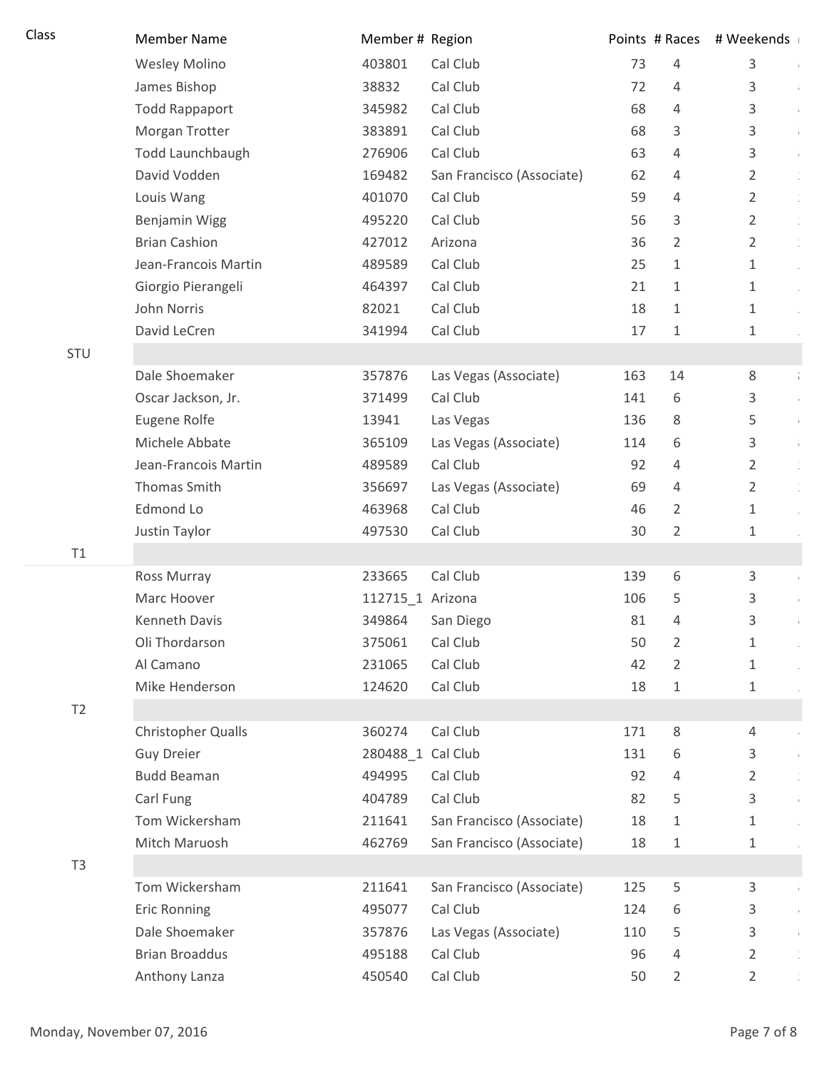| Class | Member Name | Member # | Region | Points | # Races | # Weekends |
|---|---|---|---|---|---|---|
| | Wesley Molino | 403801 | Cal Club | 73 | 4 | 3 |
| | James Bishop | 38832 | Cal Club | 72 | 4 | 3 |
| | Todd Rappaport | 345982 | Cal Club | 68 | 4 | 3 |
| | Morgan Trotter | 383891 | Cal Club | 68 | 3 | 3 |
| | Todd Launchbaugh | 276906 | Cal Club | 63 | 4 | 3 |
| | David Vodden | 169482 | San Francisco (Associate) | 62 | 4 | 2 |
| | Louis Wang | 401070 | Cal Club | 59 | 4 | 2 |
| | Benjamin Wigg | 495220 | Cal Club | 56 | 3 | 2 |
| | Brian Cashion | 427012 | Arizona | 36 | 2 | 2 |
| | Jean-Francois Martin | 489589 | Cal Club | 25 | 1 | 1 |
| | Giorgio Pierangeli | 464397 | Cal Club | 21 | 1 | 1 |
| | John Norris | 82021 | Cal Club | 18 | 1 | 1 |
| | David LeCren | 341994 | Cal Club | 17 | 1 | 1 |
| STU | | | | | | |
| | Dale Shoemaker | 357876 | Las Vegas (Associate) | 163 | 14 | 8 |
| | Oscar Jackson, Jr. | 371499 | Cal Club | 141 | 6 | 3 |
| | Eugene Rolfe | 13941 | Las Vegas | 136 | 8 | 5 |
| | Michele Abbate | 365109 | Las Vegas (Associate) | 114 | 6 | 3 |
| | Jean-Francois Martin | 489589 | Cal Club | 92 | 4 | 2 |
| | Thomas Smith | 356697 | Las Vegas (Associate) | 69 | 4 | 2 |
| | Edmond Lo | 463968 | Cal Club | 46 | 2 | 1 |
| | Justin Taylor | 497530 | Cal Club | 30 | 2 | 1 |
| T1 | | | | | | |
| | Ross Murray | 233665 | Cal Club | 139 | 6 | 3 |
| | Marc Hoover | 112715_1 | Arizona | 106 | 5 | 3 |
| | Kenneth Davis | 349864 | San Diego | 81 | 4 | 3 |
| | Oli Thordarson | 375061 | Cal Club | 50 | 2 | 1 |
| | Al Camano | 231065 | Cal Club | 42 | 2 | 1 |
| | Mike Henderson | 124620 | Cal Club | 18 | 1 | 1 |
| T2 | | | | | | |
| | Christopher Qualls | 360274 | Cal Club | 171 | 8 | 4 |
| | Guy Dreier | 280488_1 | Cal Club | 131 | 6 | 3 |
| | Budd Beaman | 494995 | Cal Club | 92 | 4 | 2 |
| | Carl Fung | 404789 | Cal Club | 82 | 5 | 3 |
| | Tom Wickersham | 211641 | San Francisco (Associate) | 18 | 1 | 1 |
| | Mitch Maruosh | 462769 | San Francisco (Associate) | 18 | 1 | 1 |
| T3 | | | | | | |
| | Tom Wickersham | 211641 | San Francisco (Associate) | 125 | 5 | 3 |
| | Eric Ronning | 495077 | Cal Club | 124 | 6 | 3 |
| | Dale Shoemaker | 357876 | Las Vegas (Associate) | 110 | 5 | 3 |
| | Brian Broaddus | 495188 | Cal Club | 96 | 4 | 2 |
| | Anthony Lanza | 450540 | Cal Club | 50 | 2 | 2 |

Monday, November 07, 2016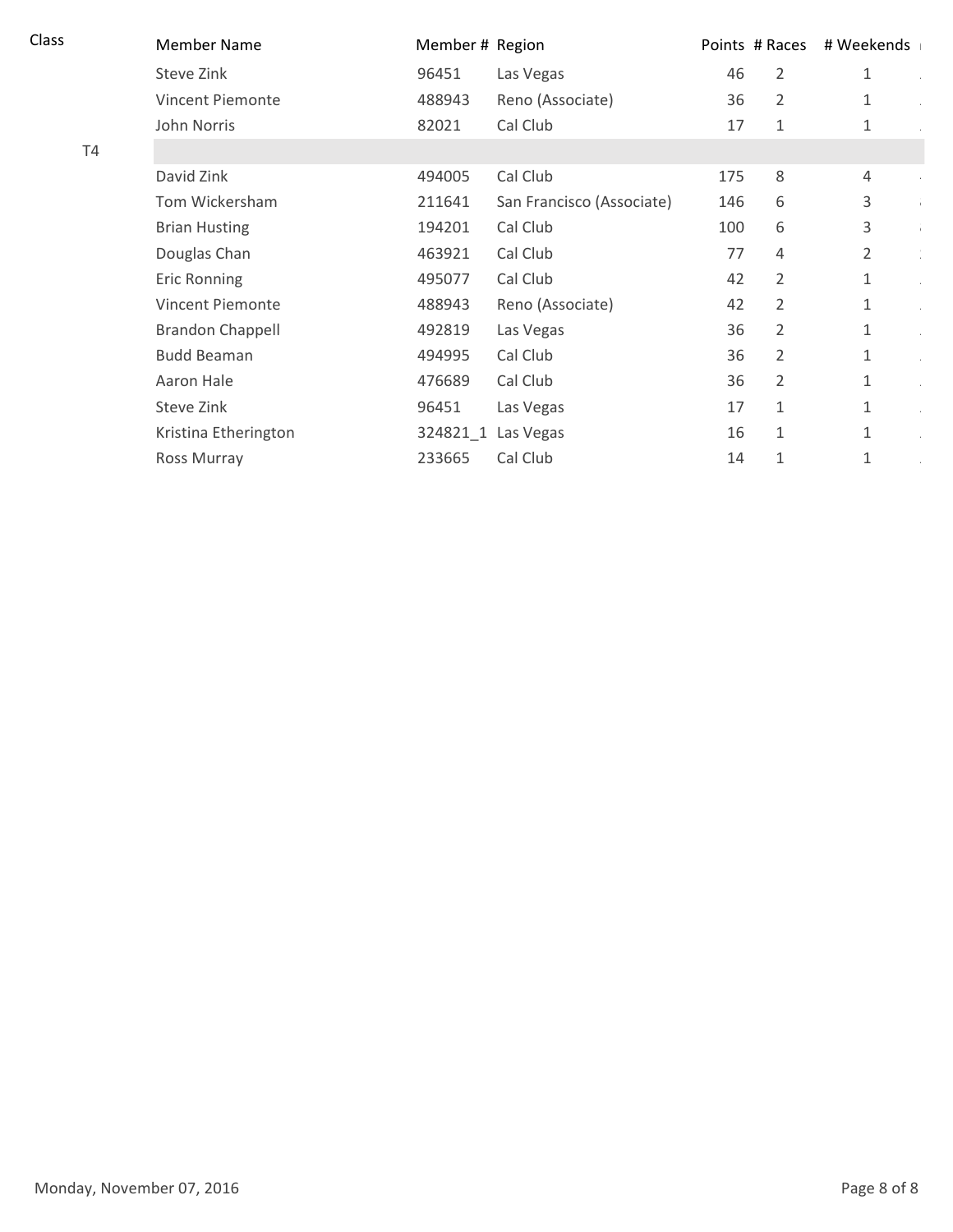| Class | Member Name | Member # | Region | Points | # Races | # Weekends |
|---|---|---|---|---|---|---|
| | Steve Zink | 96451 | Las Vegas | 46 | 2 | 1 |
| | Vincent Piemonte | 488943 | Reno (Associate) | 36 | 2 | 1 |
| | John Norris | 82021 | Cal Club | 17 | 1 | 1 |
| T4 | | | | | | |
| | David Zink | 494005 | Cal Club | 175 | 8 | 4 |
| | Tom Wickersham | 211641 | San Francisco (Associate) | 146 | 6 | 3 |
| | Brian Husting | 194201 | Cal Club | 100 | 6 | 3 |
| | Douglas Chan | 463921 | Cal Club | 77 | 4 | 2 |
| | Eric Ronning | 495077 | Cal Club | 42 | 2 | 1 |
| | Vincent Piemonte | 488943 | Reno (Associate) | 42 | 2 | 1 |
| | Brandon Chappell | 492819 | Las Vegas | 36 | 2 | 1 |
| | Budd Beaman | 494995 | Cal Club | 36 | 2 | 1 |
| | Aaron Hale | 476689 | Cal Club | 36 | 2 | 1 |
| | Steve Zink | 96451 | Las Vegas | 17 | 1 | 1 |
| | Kristina Etherington | 324821_1 | Las Vegas | 16 | 1 | 1 |
| | Ross Murray | 233665 | Cal Club | 14 | 1 | 1 |

Monday, November 07, 2016